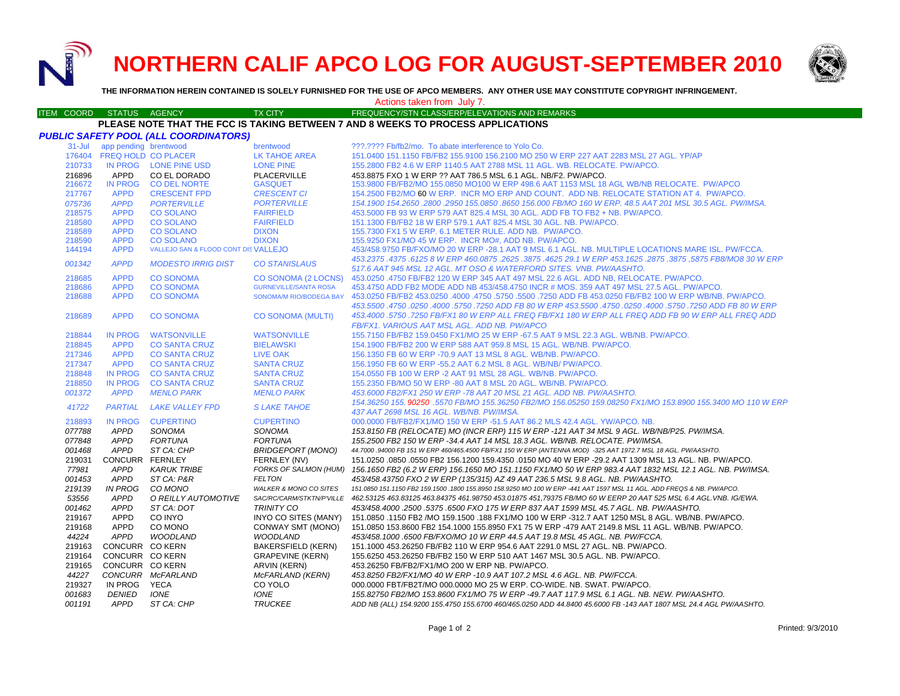# NORTHERN CALIF APCO LOG FOR AUGUST-SEPTEMBER 2010

**THE INFORMATION HEREIN CONTAINED IS SOLELY FURNISHED FOR THE USE OF APCO MEMBERS. ANY OTHER USE MAY CONSTITUTE COPYRIGHT INFRINGEMENT.**

Actions taken from July 7.

**PLEASE NOTE THAT THE FCC IS TAKING BETWEEN 7 AND 8 WEEKS TO PROCESS APPLICATIONS**

***PUBLIC SAFETY POOL (ALL COORDINATORS)***

| ITEM COORD | STATUS | AGENCY | TX CITY | FREQUENCY/STN CLASS/ERP/ELEVATIONS AND REMARKS |
|---|---|---|---|---|
| 31-Jul | app pending | brentwood | brentwood | ???.???? Fb/fb2/mo. To abate interference to Yolo Co. |
| 176404 | FREQ HOLD | CO PLACER | LK TAHOE AREA | 151.0400 151.1150 FB/FB2 155.9100 156.2100 MO 250 W ERP 227 AAT 2283 MSL 27 AGL. YP/AP |
| 210733 | IN PROG | LONE PINE USD | LONE PINE | 155.2800 FB2 4.6 W ERP 1140.5 AAT 2788 MSL 11 AGL. WB. RELOCATE. PW/APCO. |
| 216896 | APPD | CO EL DORADO | PLACERVILLE | 453.8875 FXO 1 W ERP ?? AAT 786.5 MSL 6.1 AGL. NB/F2. PW/APCO. |
| 216672 | IN PROG | CO DEL NORTE | GASQUET | 153.9800 FB/FB2/MO 155.0850 MO100 W ERP 498.6 AAT 1153 MSL 18 AGL WB/NB RELOCATE. PW/APCO |
| 217767 | APPD | CRESCENT FPD | CRESCENT CI | 154.2500 FB2/MO 60 W ERP. INCR MO ERP AND COUNT. ADD NB. RELOCATE STATION AT 4. PW/APCO. |
| 075736 | APPD | PORTERVILLE | PORTERVILLE | 154.1900 154.2650 .2800 .2950 155.0850 .8650 156.000 FB/MO 160 W ERP. 48.5 AAT 201 MSL 30.5 AGL. PW/IMSA. |
| 218575 | APPD | CO SOLANO | FAIRFIELD | 453.5000 FB 93 W ERP 579 AAT 825.4 MSL 30 AGL. ADD FB TO FB2 + NB. PW/APCO. |
| 218580 | APPD | CO SOLANO | FAIRFIELD | 151.1300 FB/FB2 18 W ERP 579.1 AAT 825.4 MSL 30 AGL. NB. PW/APCO. |
| 218589 | APPD | CO SOLANO | DIXON | 155.7300 FX1 5 W ERP. 6.1 METER RULE. ADD NB. PW/APCO. |
| 218590 | APPD | CO SOLANO | DIXON | 155.9250 FX1/MO 45 W ERP. INCR MO#, ADD NB. PW/APCO. |
| 144194 | APPD | VALLEJO SAN & FLOOD CONT DIS | VALLEJO | 453/458.9750 FB/FXO/MO 20 W ERP -28.1 AAT 9 MSL 6.1 AGL. NB. MULTIPLE LOCATIONS MARE ISL. PW/FCCA. |
| 001342 | APPD | MODESTO IRRIG DIST | CO STANISLAUS | 453.2375 .4375 .6125 8 W ERP 460.0875 .2625 .3875 .4625 29.1 W ERP 453.1625 .2875 .3875 ,5875 FB8/MO8 30 W ERP 517.6 AAT 945 MSL 12 AGL. MT OSO & WATERFORD SITES. VNB. PW/AASHTO. |
| 218685 | APPD | CO SONOMA | CO SONOMA (2 LOCNS) | 453.0250 .4750 FB/FB2 120 W ERP 345 AAT 497 MSL 22.6 AGL. ADD NB, RELOCATE. PW/APCO. |
| 218686 | APPD | CO SONOMA | GURNEVILLE/SANTA ROSA | 453.4750 ADD FB2 MODE ADD NB 453/458.4750 INCR # MOS. 359 AAT 497 MSL 27.5 AGL. PW/APCO. |
| 218688 | APPD | CO SONOMA | SONOMA/M RIO/BODEGA BAY | 453.0250 FB/FB2 453.0250 .4000 .4750 .5750 .5500 .7250 ADD FB 453.0250 FB/FB2 100 W ERP WB/NB. PW/APCO. |
| 218689 | APPD | CO SONOMA | CO SONOMA (MULTI) | 453.5500 .4750 .0250 .4000 .5750 .7250 ADD FB 80 W ERP 453.5500 .4750 .0250 .4000 .5750 .7250 ADD FB 80 W ERP 453.4000 .5750 .7250 FB/FX1 80 W ERP ALL FREQ FB/FX1 180 W ERP ALL FREQ ADD FB 90 W ERP ALL FREQ FB/FX1. VARIOUS AAT MSL AGL. ADD NB. PW/APCO |
| 218844 | IN PROG | WATSONVILLE | WATSONVILLE | 155.7150 FB/FB2 159.0450 FX1/MO 25 W ERP -67.5 AAT 9 MSL 22.3 AGL. WB/NB. PW/APCO. |
| 218845 | APPD | CO SANTA CRUZ | BIELAWSKI | 154.1900 FB/FB2 200 W ERP 588 AAT 959.8 MSL 15 AGL. WB/NB. PW/APCO. |
| 217346 | APPD | CO SANTA CRUZ | LIVE OAK | 156.1350 FB 60 W ERP -70.9 AAT 13 MSL 8 AGL. WB/NB. PW/APCO. |
| 217347 | APPD | CO SANTA CRUZ | SANTA CRUZ | 156.1950 FB 60 W ERP -55.2 AAT 6.2 MSL 8 AGL. WB/NB/ PW/APCO. |
| 218848 | IN PROG | CO SANTA CRUZ | SANTA CRUZ | 154.0550 FB 100 W ERP -2 AAT 91 MSL 28 AGL. WB/NB. PW/APCO. |
| 218850 | IN PROG | CO SANTA CRUZ | SANTA CRUZ | 155.2350 FB/MO 50 W ERP -80 AAT 8 MSL 20 AGL. WB/NB. PW/APCO. |
| 001372 | APPD | MENLO PARK | MENLO PARK | 453.6000 FB2/FX1 250 W ERP -78 AAT 20 MSL 21 AGL. ADD NB. PW/AASHTO. |
| 41722 | PARTIAL | LAKE VALLEY FPD | S LAKE TAHOE | 154.36250 155. 90250 .5570 FB/MO 155.36250 FB2/MO 156.05250 159.08250 FX1/MO 153.8900 155.3400 MO 110 W ERP 437 AAT 2698 MSL 16 AGL. WB/NB. PW/IMSA. |
| 218893 | IN PROG | CUPERTINO | CUPERTINO | 000.0000 FB/FB2/FX1/MO 150 W ERP -51.5 AAT 86.2 MLS 42.4 AGL. YW/APCO. NB. |
| 077788 | APPD | SONOMA | SONOMA | 153.8150 FB (RELOCATE) MO (INCR ERP) 115 W ERP -121 AAT 34 MSL 9 AGL. WB/NB/P25. PW/IMSA. |
| 077848 | APPD | FORTUNA | FORTUNA | 155.2500 FB2 150 W ERP -34.4 AAT 14 MSL 18.3 AGL. WB/NB. RELOCATE. PW/IMSA. |
| 001468 | APPD | ST CA: CHP | BRIDGEPORT (MONO) | 44.7000 .94000 FB 151 W ERP 460/465.4500 FB/FX1 150 W ERP (ANTENNA MOD) -325 AAT 1972.7 MSL 18 AGL. PW/AASHTO. |
| 219031 | CONCURR | FERNLEY | FERNLEY (NV) | 151.0250 .0850 .0550 FB2 156.1200 159.4350 .0150 MO 40 W ERP -29.2 AAT 1309 MSL 13 AGL. NB. PW/APCO. |
| 77981 | APPD | KARUK TRIBE | FORKS OF SALMON (HUM) | 156.1650 FB2 (6.2 W ERP) 156.1650 MO 151.1150 FX1/MO 50 W ERP 983.4 AAT 1832 MSL 12.1 AGL. NB. PW/IMSA. |
| 001453 | APPD | ST CA: P&R | FELTON | 453/458.43750 FXO 2 W ERP (135/315) AZ 49 AAT 236.5 MSL 9.8 AGL. NB. PW/AASHTO. |
| 219139 | IN PROG | CO MONO | WALKER & MONO CO SITES | 151.0850 151.1150 FB2 159.1500 .1800 155.8950 158.9250 MO 100 W ERP -441 AAT 1597 MSL 11 AGL. ADD FREQS & NB. PW/APCO. |
| 53556 | APPD | O REILLY AUTOMOTIVE | SAC/RC/CARM/STKTN/P'VILLE | 462.53125 463.83125 463.84375 461.98750 453.01875 451,79375 FB/MO 60 W EERP 20 AAT 525 MSL 6.4 AGL.VNB. IG/EWA. |
| 001462 | APPD | ST CA: DOT | TRINITY CO | 453/458.4000 .2500 .5375 .6500 FXO 175 W ERP 837 AAT 1599 MSL 45.7 AGL. NB. PW/AASHTO. |
| 219167 | APPD | CO INYO | INYO CO SITES (MANY) | 151.0850 .1150 FB2 /MO 159.1500 .188 FX1/MO 100 W ERP -312.7 AAT 1250 MSL 8 AGL. WB/NB. PW/APCO. |
| 219168 | APPD | CO MONO | CONWAY SMT (MONO) | 151.0850 153.8600 FB2 154.1000 155.8950 FX1 75 W ERP -479 AAT 2149.8 MSL 11 AGL. WB/NB. PW/APCO. |
| 44224 | APPD | WOODLAND | WOODLAND | 453/458.1000 .6500 FB/FXO/MO 10 W ERP 44.5 AAT 19.8 MSL 45 AGL. NB. PW/FCCA. |
| 219163 | CONCURR | CO KERN | BAKERSFIELD (KERN) | 151.1000 453.26250 FB/FB2 110 W ERP 954.6 AAT 2291.0 MSL 27 AGL. NB. PW/APCO. |
| 219164 | CONCURR | CO KERN | GRAPEVINE (KERN) | 155.6250 453.26250 FB/FB2 150 W ERP 510 AAT 1467 MSL 30.5 AGL. NB. PW/APCO. |
| 219165 | CONCURR | CO KERN | ARVIN (KERN) | 453.26250 FB/FB2/FX1/MO 200 W ERP NB. PW/APCO. |
| 44227 | CONCURR | McFARLAND | McFARLAND (KERN) | 453.8250 FB2/FX1/MO 40 W ERP -10.9 AAT 107.2 MSL 4.6 AGL. NB. PW/FCCA. |
| 219327 | IN PROG | YECA | CO YOLO | 000.0000 FBT/FB2T/MO 000.0000 MO 25 W ERP. CO-WIDE. NB. SWAT. PW/APCO. |
| 001683 | DENIED | IONE | IONE | 155.82750 FB2/MO 153.8600 FX1/MO 75 W ERP -49.7 AAT 117.9 MSL 6.1 AGL. NB. NEW. PW/AASHTO. |
| 001191 | APPD | ST CA: CHP | TRUCKEE | ADD NB (ALL) 154.9200 155.4750 155.6700 460/465.0250 ADD 44.8400 45.6000 FB -143 AAT 1807 MSL 24.4 AGL PW/AASHTO. |

Printed: 9/3/2010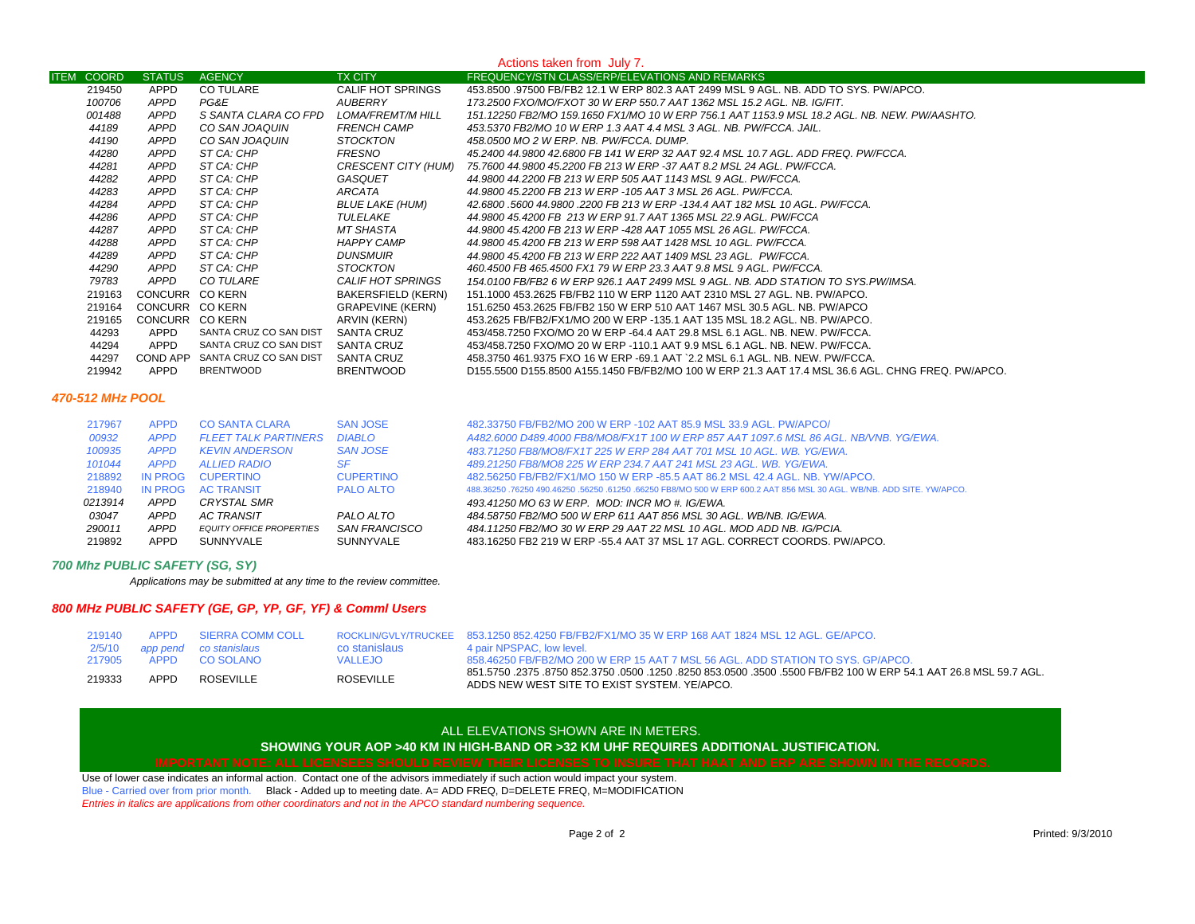Actions taken from July 7.

| ITEM | COORD | STATUS | AGENCY | TX CITY | FREQUENCY/STN CLASS/ERP/ELEVATIONS AND REMARKS |
|---|---|---|---|---|---|
| | 219450 | APPD | CO TULARE | CALIF HOT SPRINGS | 453.8500 .97500 FB/FB2 12.1 W ERP 802.3 AAT 2499 MSL 9 AGL. NB. ADD TO SYS. PW/APCO. |
| | *100706* | *APPD* | *PG&E* | *AUBERRY* | *173.2500 FXO/MO/FXOT 30 W ERP 550.7 AAT 1362 MSL 15.2 AGL. NB. IG/FIT.* |
| | *001488* | *APPD* | *S SANTA CLARA CO FPD* | *LOMA/FREMT/M HILL* | *151.12250 FB2/MO 159.1650 FX1/MO 10 W ERP 756.1 AAT 1153.9 MSL 18.2 AGL. NB. NEW. PW/AASHTO.* |
| | *44189* | *APPD* | *CO SAN JOAQUIN* | *FRENCH CAMP* | *453.5370 FB2/MO 10 W ERP 1.3 AAT 4.4 MSL 3 AGL. NB. PW/FCCA. JAIL.* |
| | *44190* | *APPD* | *CO SAN JOAQUIN* | *STOCKTON* | *458.0500 MO 2 W ERP. NB. PW/FCCA. DUMP.* |
| | *44280* | *APPD* | *ST CA: CHP* | *FRESNO* | *45.2400 44.9800 42.6800 FB 141 W ERP 32 AAT 92.4 MSL 10.7 AGL. ADD FREQ. PW/FCCA.* |
| | *44281* | *APPD* | *ST CA: CHP* | *CRESCENT CITY (HUM)* | *75.7600 44.9800 45.2200 FB 213 W ERP -37 AAT 8.2 MSL 24 AGL. PW/FCCA.* |
| | *44282* | *APPD* | *ST CA: CHP* | *GASQUET* | *44.9800 44.2200 FB 213 W ERP 505 AAT 1143 MSL 9 AGL. PW/FCCA.* |
| | *44283* | *APPD* | *ST CA: CHP* | *ARCATA* | *44.9800 45.2200 FB 213 W ERP -105 AAT 3 MSL 26 AGL. PW/FCCA.* |
| | *44284* | *APPD* | *ST CA: CHP* | *BLUE LAKE (HUM)* | *42.6800 .5600 44.9800 .2200 FB 213 W ERP -134.4 AAT 182 MSL 10 AGL. PW/FCCA.* |
| | *44286* | *APPD* | *ST CA: CHP* | *TULELAKE* | *44.9800 45.4200 FB 213 W ERP 91.7 AAT 1365 MSL 22.9 AGL. PW/FCCA* |
| | *44287* | *APPD* | *ST CA: CHP* | *MT SHASTA* | *44.9800 45.4200 FB 213 W ERP -428 AAT 1055 MSL 26 AGL. PW/FCCA.* |
| | *44288* | *APPD* | *ST CA: CHP* | *HAPPY CAMP* | *44.9800 45.4200 FB 213 W ERP 598 AAT 1428 MSL 10 AGL. PW/FCCA.* |
| | *44289* | *APPD* | *ST CA: CHP* | *DUNSMUIR* | *44.9800 45.4200 FB 213 W ERP 222 AAT 1409 MSL 23 AGL. PW/FCCA.* |
| | *44290* | *APPD* | *ST CA: CHP* | *STOCKTON* | *460.4500 FB 465.4500 FX1 79 W ERP 23.3 AAT 9.8 MSL 9 AGL. PW/FCCA.* |
| | *79783* | *APPD* | *CO TULARE* | *CALIF HOT SPRINGS* | *154.0100 FB/FB2 6 W ERP 926.1 AAT 2499 MSL 9 AGL. NB. ADD STATION TO SYS.PW/IMSA.* |
| | 219163 | CONCURR | CO KERN | BAKERSFIELD (KERN) | 151.1000 453.2625 FB/FB2 110 W ERP 1120 AAT 2310 MSL 27 AGL. NB. PW/APCO. |
| | 219164 | CONCURR | CO KERN | GRAPEVINE (KERN) | 151.6250 453.2625 FB/FB2 150 W ERP 510 AAT 1467 MSL 30.5 AGL. NB. PW/APCO |
| | 219165 | CONCURR | CO KERN | ARVIN (KERN) | 453.2625 FB/FB2/FX1/MO 200 W ERP -135.1 AAT 135 MSL 18.2 AGL. NB. PW/APCO. |
| | 44293 | APPD | SANTA CRUZ CO SAN DIST | SANTA CRUZ | 453/458.7250 FXO/MO 20 W ERP -64.4 AAT 29.8 MSL 6.1 AGL. NB. NEW. PW/FCCA. |
| | 44294 | APPD | SANTA CRUZ CO SAN DIST | SANTA CRUZ | 453/458.7250 FXO/MO 20 W ERP -110.1 AAT 9.9 MSL 6.1 AGL. NB. NEW. PW/FCCA. |
| | 44297 | COND APP | SANTA CRUZ CO SAN DIST | SANTA CRUZ | 458.3750 461.9375 FXO 16 W ERP -69.1 AAT `2.2 MSL 6.1 AGL. NB. NEW. PW/FCCA. |
| | 219942 | APPD | BRENTWOOD | BRENTWOOD | D155.5500 D155.8500 A155.1450 FB/FB2/MO 100 W ERP 21.3 AAT 17.4 MSL 36.6 AGL. CHNG FREQ. PW/APCO. |

## *470-512 MHz POOL*

| | | | | |
|---|---|---|---|---|
| 217967 | APPD | CO SANTA CLARA | SAN JOSE | 482.33750 FB/FB2/MO 200 W ERP -102 AAT 85.9 MSL 33.9 AGL. PW/APCO/ |
| *00932* | *APPD* | *FLEET TALK PARTINERS* | *DIABLO* | *A482.6000 D489.4000 FB8/MO8/FX1T 100 W ERP 857 AAT 1097.6 MSL 86 AGL. NB/VNB. YG/EWA.* |
| *100935* | *APPD* | *KEVIN ANDERSON* | *SAN JOSE* | *483.71250 FB8/MO8/FX1T 225 W ERP 284 AAT 701 MSL 10 AGL. WB. YG/EWA.* |
| *101044* | *APPD* | *ALLIED RADIO* | *SF* | *489.21250 FB8/MO8 225 W ERP 234.7 AAT 241 MSL 23 AGL. WB. YG/EWA.* |
| 218892 | IN PROG | CUPERTINO | CUPERTINO | 482.56250 FB/FB2/FX1/MO 150 W ERP -85.5 AAT 86.2 MSL 42.4 AGL. NB. YW/APCO. |
| 218940 | IN PROG | AC TRANSIT | PALO ALTO | 488.36250 .76250 490.46250 .56250 .61250 .66250 FB8/MO 500 W ERP 600.2 AAT 856 MSL 30 AGL. WB/NB. ADD SITE. YW/APCO. |
| *0213914* | *APPD* | *CRYSTAL SMR* | | *493.41250 MO 63 W ERP. MOD: INCR MO #. IG/EWA.* |
| *03047* | *APPD* | *AC TRANSIT* | *PALO ALTO* | *484.58750 FB2/MO 500 W ERP 611 AAT 856 MSL 30 AGL. WB/NB. IG/EWA.* |
| *290011* | *APPD* | *EQUITY OFFICE PROPERTIES* | *SAN FRANCISCO* | *484.11250 FB2/MO 30 W ERP 29 AAT 22 MSL 10 AGL. MOD ADD NB. IG/PCIA.* |
| 219892 | APPD | SUNNYVALE | SUNNYVALE | 483.16250 FB2 219 W ERP -55.4 AAT 37 MSL 17 AGL. CORRECT COORDS. PW/APCO. |

## *700 Mhz PUBLIC SAFETY (SG, SY)*

*Applications may be submitted at any time to the review committee.*

## *800 MHz PUBLIC SAFETY (GE, GP, YP, GF, YF) & Comml Users*

| | | | | |
|---|---|---|---|---|
| 219140 | APPD | SIERRA COMM COLL | ROCKLIN/GVLY/TRUCKEE | 853.1250 852.4250 FB/FB2/FX1/MO 35 W ERP 168 AAT 1824 MSL 12 AGL. GE/APCO. |
| *2/5/10* | *app pend* | *co stanislaus* | co stanislaus | 4 pair NPSPAC, low level. |
| 217905 | APPD | CO SOLANO | VALLEJO | 858.46250 FB/FB2/MO 200 W ERP 15 AAT 7 MSL 56 AGL. ADD STATION TO SYS. GP/APCO. |
| 219333 | APPD | ROSEVILLE | ROSEVILLE | 851.5750 .2375 .8750 852.3750 .0500 .1250 .8250 853.0500 .3500 .5500 FB/FB2 100 W ERP 54.1 AAT 26.8 MSL 59.7 AGL. ADDS NEW WEST SITE TO EXIST SYSTEM. YE/APCO. |

ALL ELEVATIONS SHOWN ARE IN METERS.

**SHOWING YOUR AOP >40 KM IN HIGH-BAND OR >32 KM UHF REQUIRES ADDITIONAL JUSTIFICATION.**

IMPORTANT NOTE: ALL LICENSEES SHOULD REVIEW THEIR LICENSES TO INSURE THAT HAAT AND ERP ARE SHOWN IN THE RECORDS.

Use of lower case indicates an informal action. Contact one of the advisors immediately if such action would impact your system.

Blue - Carried over from prior month. Black - Added up to meeting date. A= ADD FREQ, D=DELETE FREQ, M=MODIFICATION

*Entries in italics are applications from other coordinators and not in the APCO standard numbering sequence.*

Printed: 9/3/2010